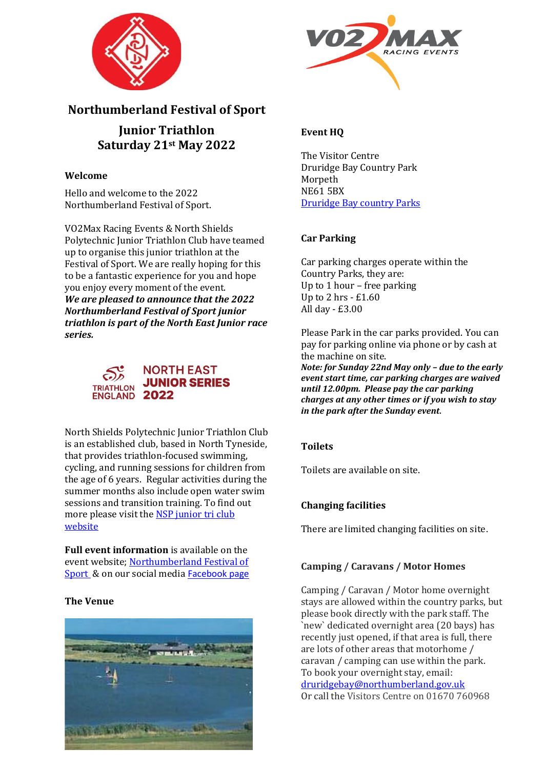# Northumberland Festival of Sport

## Junior Triathlon
## Saturday 21st May 2022

### Welcome

Hello and welcome to the 2022 Northumberland Festival of Sport.

VO2Max Racing Events & North Shields Polytechnic Junior Triathlon Club have teamed up to organise this junior triathlon at the Festival of Sport. We are really hoping for this to be a fantastic experience for you and hope you enjoy every moment of the event.
***We are pleased to announce that the 2022 Northumberland Festival of Sport junior triathlon is part of the North East Junior race series.***

TRIATHLON ENGLAND NORTH EAST JUNIOR SERIES 2022

North Shields Polytechnic Junior Triathlon Club is an established club, based in North Tyneside, that provides triathlon-focused swimming, cycling, and running sessions for children from the age of 6 years. Regular activities during the summer months also include open water swim sessions and transition training. To find out more please visit the NSP junior tri club website

**Full event information** is available on the event website; Northumberland Festival of Sport & on our social media Facebook page

### The Venue

### Event HQ

The Visitor Centre
Druridge Bay Country Park
Morpeth
NE61 5BX
Druridge Bay country Parks

### Car Parking

Car parking charges operate within the Country Parks, they are:
Up to 1 hour – free parking
Up to 2 hrs - £1.60
All day - £3.00

Please Park in the car parks provided. You can pay for parking online via phone or by cash at the machine on site.
***Note: for Sunday 22nd May only – due to the early event start time, car parking charges are waived until 12.00pm. Please pay the car parking charges at any other times or if you wish to stay in the park after the Sunday event.***

### Toilets

Toilets are available on site.

### Changing facilities

There are limited changing facilities on site.

### Camping / Caravans / Motor Homes

Camping / Caravan / Motor home overnight stays are allowed within the country parks, but please book directly with the park staff. The `new` dedicated overnight area (20 bays) has recently just opened, if that area is full, there are lots of other areas that motorhome / caravan / camping can use within the park.
To book your overnight stay, email: druridgebay@northumberland.gov.uk
Or call the Visitors Centre on 01670 760968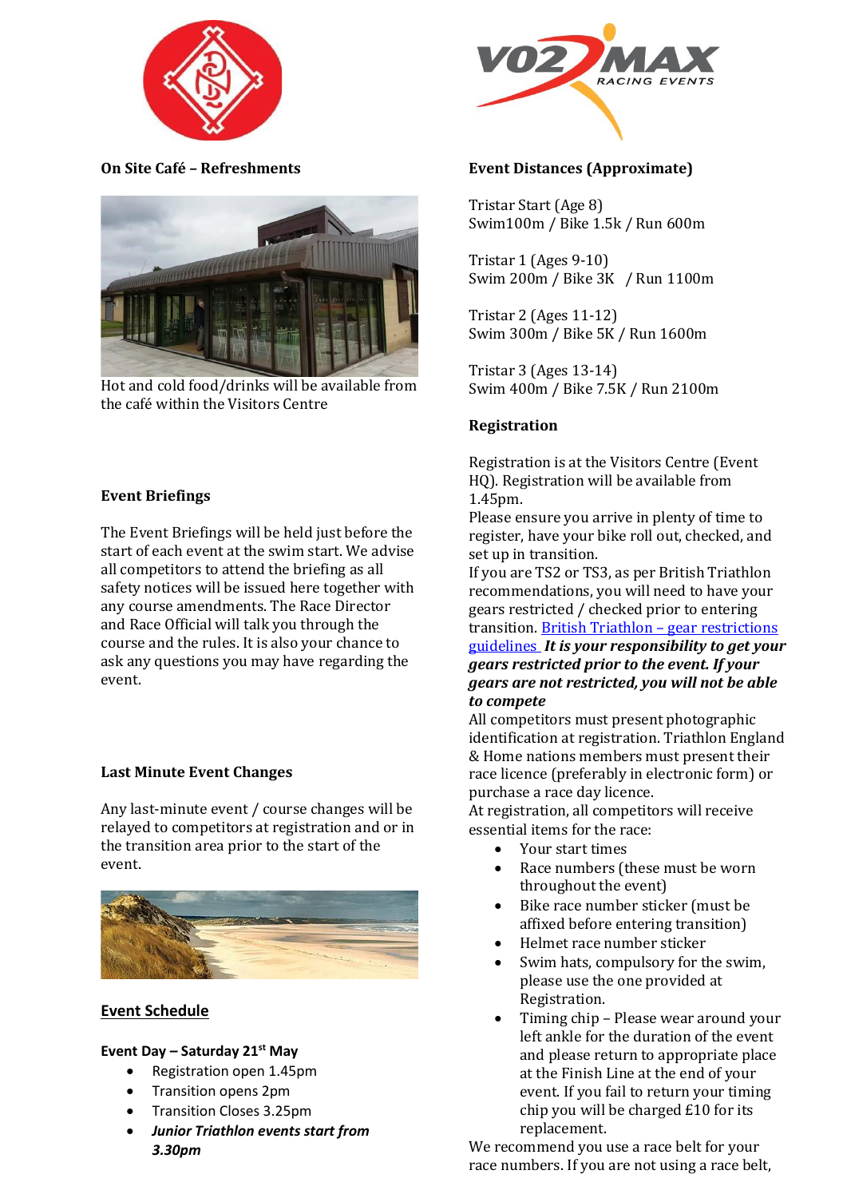## On Site Café – Refreshments

Hot and cold food/drinks will be available from the café within the Visitors Centre

## Event Briefings

The Event Briefings will be held just before the start of each event at the swim start. We advise all competitors to attend the briefing as all safety notices will be issued here together with any course amendments. The Race Director and Race Official will talk you through the course and the rules. It is also your chance to ask any questions you may have regarding the event.

## Last Minute Event Changes

Any last-minute event / course changes will be relayed to competitors at registration and or in the transition area prior to the start of the event.

## Event Schedule

**Event Day – Saturday 21st May**

- Registration open 1.45pm
- Transition opens 2pm
- Transition Closes 3.25pm
- ***Junior Triathlon events start from 3.30pm***

## Event Distances (Approximate)

Tristar Start (Age 8)
Swim100m / Bike 1.5k / Run 600m

Tristar 1 (Ages 9-10)
Swim 200m / Bike 3K / Run 1100m

Tristar 2 (Ages 11-12)
Swim 300m / Bike 5K / Run 1600m

Tristar 3 (Ages 13-14)
Swim 400m / Bike 7.5K / Run 2100m

## Registration

Registration is at the Visitors Centre (Event HQ). Registration will be available from 1.45pm.

Please ensure you arrive in plenty of time to register, have your bike roll out, checked, and set up in transition.

If you are TS2 or TS3, as per British Triathlon recommendations, you will need to have your gears restricted / checked prior to entering transition. British Triathlon – gear restrictions guidelines ***It is your responsibility to get your gears restricted prior to the event. If your gears are not restricted, you will not be able to compete***

All competitors must present photographic identification at registration. Triathlon England & Home nations members must present their race licence (preferably in electronic form) or purchase a race day licence.

At registration, all competitors will receive essential items for the race:

- Your start times
- Race numbers (these must be worn throughout the event)
- Bike race number sticker (must be affixed before entering transition)
- Helmet race number sticker
- Swim hats, compulsory for the swim, please use the one provided at Registration.
- Timing chip – Please wear around your left ankle for the duration of the event and please return to appropriate place at the Finish Line at the end of your event. If you fail to return your timing chip you will be charged £10 for its replacement.

We recommend you use a race belt for your race numbers. If you are not using a race belt,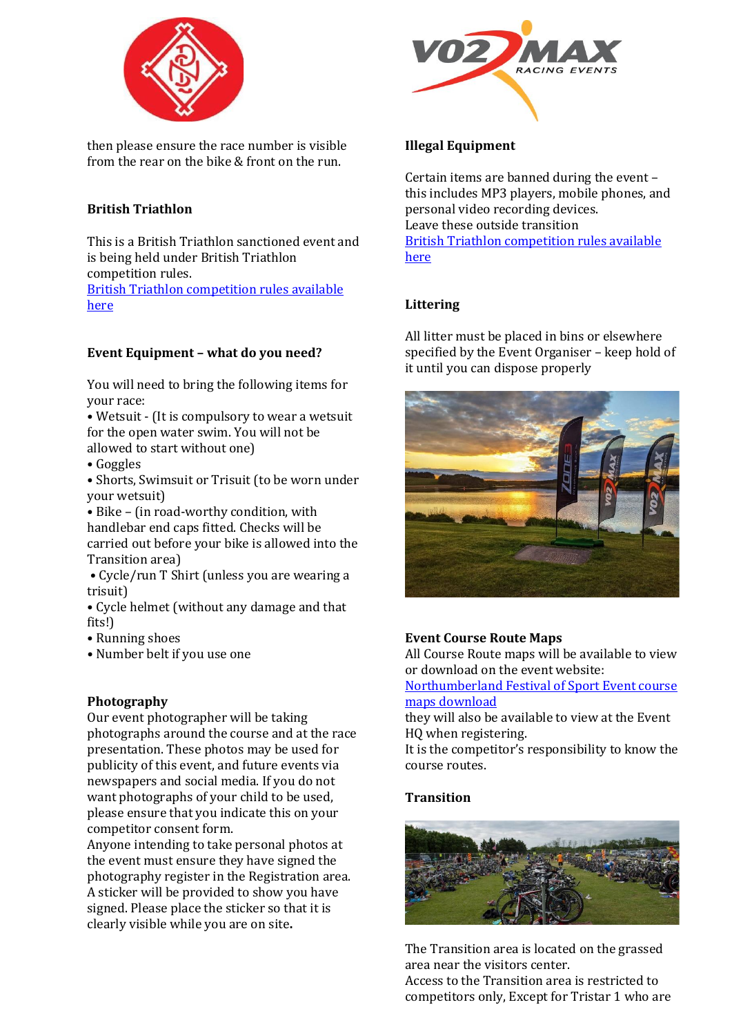then please ensure the race number is visible from the rear on the bike & front on the run.

### British Triathlon

This is a British Triathlon sanctioned event and is being held under British Triathlon competition rules.
[British Triathlon competition rules available here]

### Event Equipment – what do you need?

You will need to bring the following items for your race:

- Wetsuit - (It is compulsory to wear a wetsuit for the open water swim. You will not be allowed to start without one)
- Goggles
- Shorts, Swimsuit or Trisuit (to be worn under your wetsuit)
- Bike – (in road-worthy condition, with handlebar end caps fitted. Checks will be carried out before your bike is allowed into the Transition area)
- Cycle/run T Shirt (unless you are wearing a trisuit)
- Cycle helmet (without any damage and that fits!)
- Running shoes
- Number belt if you use one

### Photography

Our event photographer will be taking photographs around the course and at the race presentation. These photos may be used for publicity of this event, and future events via newspapers and social media. If you do not want photographs of your child to be used, please ensure that you indicate this on your competitor consent form.
Anyone intending to take personal photos at the event must ensure they have signed the photography register in the Registration area. A sticker will be provided to show you have signed. Please place the sticker so that it is clearly visible while you are on site**.**

### Illegal Equipment

Certain items are banned during the event – this includes MP3 players, mobile phones, and personal video recording devices.
Leave these outside transition
[British Triathlon competition rules available here]

### Littering

All litter must be placed in bins or elsewhere specified by the Event Organiser – keep hold of it until you can dispose properly

### Event Course Route Maps

All Course Route maps will be available to view or download on the event website:
[Northumberland Festival of Sport Event course maps download]
they will also be available to view at the Event HQ when registering.
It is the competitor's responsibility to know the course routes.

### Transition

The Transition area is located on the grassed area near the visitors center.
Access to the Transition area is restricted to competitors only, Except for Tristar 1 who are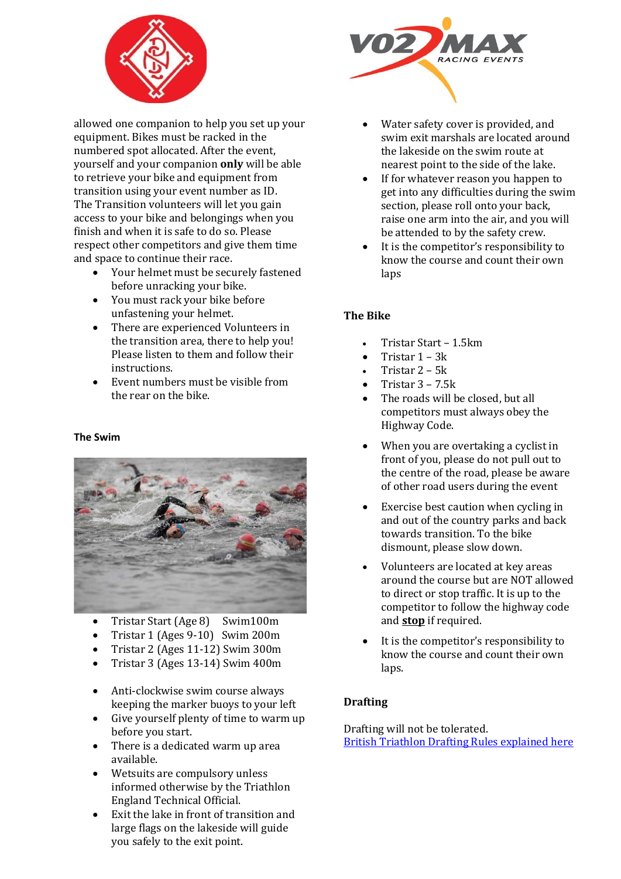allowed one companion to help you set up your equipment. Bikes must be racked in the numbered spot allocated. After the event, yourself and your companion **only** will be able to retrieve your bike and equipment from transition using your event number as ID. The Transition volunteers will let you gain access to your bike and belongings when you finish and when it is safe to do so. Please respect other competitors and give them time and space to continue their race.

- Your helmet must be securely fastened before unracking your bike.
- You must rack your bike before unfastening your helmet.
- There are experienced Volunteers in the transition area, there to help you! Please listen to them and follow their instructions.
- Event numbers must be visible from the rear on the bike.

## The Swim

- Tristar Start (Age 8) Swim100m
- Tristar 1 (Ages 9-10) Swim 200m
- Tristar 2 (Ages 11-12) Swim 300m
- Tristar 3 (Ages 13-14) Swim 400m

- Anti-clockwise swim course always keeping the marker buoys to your left
- Give yourself plenty of time to warm up before you start.
- There is a dedicated warm up area available.
- Wetsuits are compulsory unless informed otherwise by the Triathlon England Technical Official.
- Exit the lake in front of transition and large flags on the lakeside will guide you safely to the exit point.
- Water safety cover is provided, and swim exit marshals are located around the lakeside on the swim route at nearest point to the side of the lake.
- If for whatever reason you happen to get into any difficulties during the swim section, please roll onto your back, raise one arm into the air, and you will be attended to by the safety crew.
- It is the competitor's responsibility to know the course and count their own laps

## The Bike

- Tristar Start – 1.5km
- Tristar 1 – 3k
- Tristar 2 – 5k
- Tristar 3 – 7.5k
- The roads will be closed, but all competitors must always obey the Highway Code.
- When you are overtaking a cyclist in front of you, please do not pull out to the centre of the road, please be aware of other road users during the event
- Exercise best caution when cycling in and out of the country parks and back towards transition. To the bike dismount, please slow down.
- Volunteers are located at key areas around the course but are NOT allowed to direct or stop traffic. It is up to the competitor to follow the highway code and **stop** if required.
- It is the competitor's responsibility to know the course and count their own laps.

## Drafting

Drafting will not be tolerated.
British Triathlon Drafting Rules explained here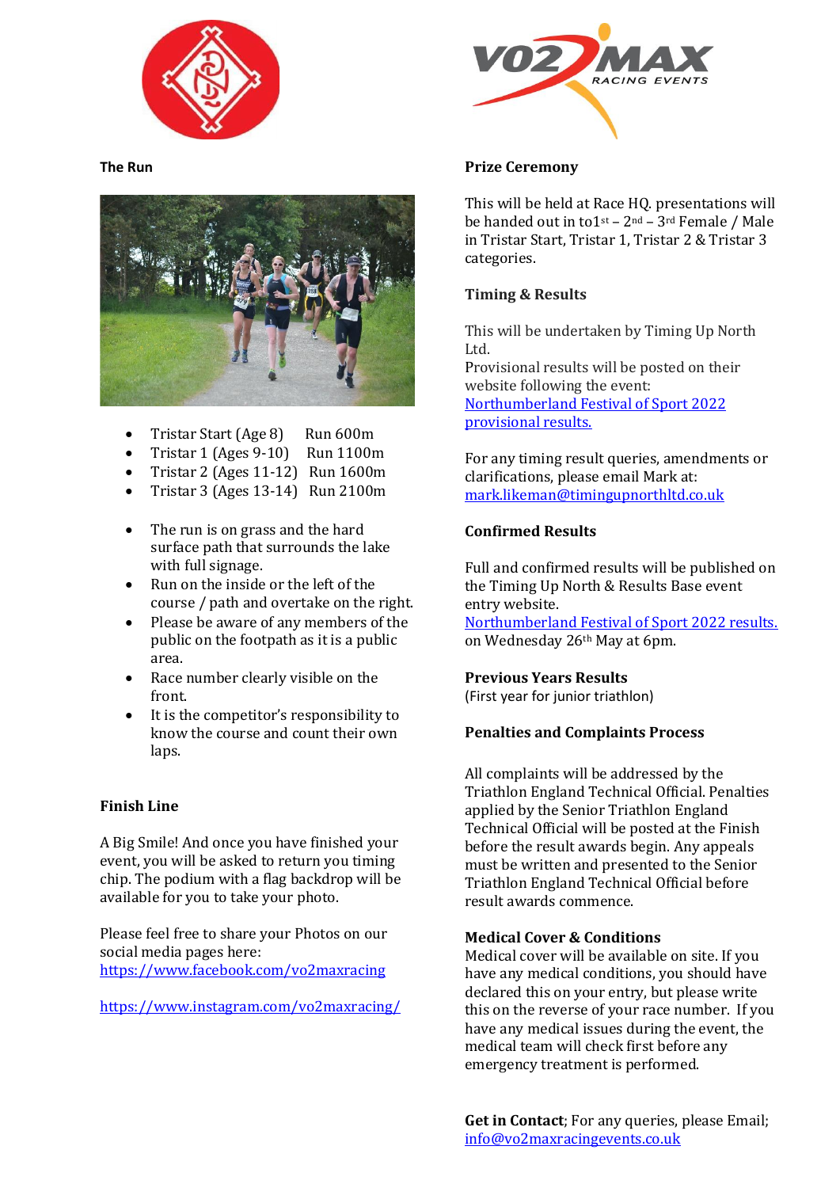## The Run

- Tristar Start (Age 8) Run 600m
- Tristar 1 (Ages 9-10) Run 1100m
- Tristar 2 (Ages 11-12) Run 1600m
- Tristar 3 (Ages 13-14) Run 2100m

- The run is on grass and the hard surface path that surrounds the lake with full signage.
- Run on the inside or the left of the course / path and overtake on the right.
- Please be aware of any members of the public on the footpath as it is a public area.
- Race number clearly visible on the front.
- It is the competitor's responsibility to know the course and count their own laps.

## Finish Line

A Big Smile! And once you have finished your event, you will be asked to return you timing chip. The podium with a flag backdrop will be available for you to take your photo.

Please feel free to share your Photos on our social media pages here:
https://www.facebook.com/vo2maxracing

https://www.instagram.com/vo2maxracing/

## Prize Ceremony

This will be held at Race HQ. presentations will be handed out in to1st – 2nd – 3rd Female / Male in Tristar Start, Tristar 1, Tristar 2 & Tristar 3 categories.

## Timing & Results

This will be undertaken by Timing Up North Ltd.
Provisional results will be posted on their website following the event:
Northumberland Festival of Sport 2022 provisional results.

For any timing result queries, amendments or clarifications, please email Mark at:
mark.likeman@timingupnorthltd.co.uk

## Confirmed Results

Full and confirmed results will be published on the Timing Up North & Results Base event entry website.
Northumberland Festival of Sport 2022 results.
on Wednesday 26th May at 6pm.

## Previous Years Results

(First year for junior triathlon)

## Penalties and Complaints Process

All complaints will be addressed by the Triathlon England Technical Official. Penalties applied by the Senior Triathlon England Technical Official will be posted at the Finish before the result awards begin. Any appeals must be written and presented to the Senior Triathlon England Technical Official before result awards commence.

## Medical Cover & Conditions

Medical cover will be available on site. If you have any medical conditions, you should have declared this on your entry, but please write this on the reverse of your race number. If you have any medical issues during the event, the medical team will check first before any emergency treatment is performed.

**Get in Contact**; For any queries, please Email; info@vo2maxracingevents.co.uk